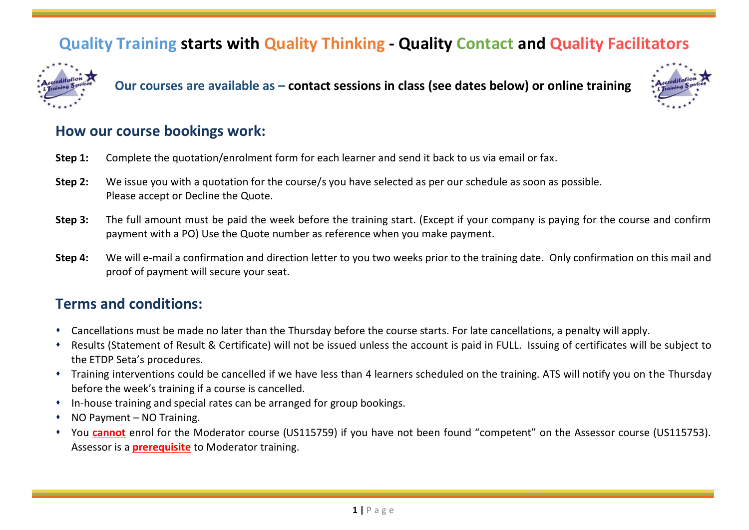# Quality Training starts with Quality Thinking - Quality Contact and Quality Facilitators

**Our courses are available as – contact sessions in class (see dates below) or online training**

## How our course bookings work:

**Step 1:** Complete the quotation/enrolment form for each learner and send it back to us via email or fax.

**Step 2:** We issue you with a quotation for the course/s you have selected as per our schedule as soon as possible. Please accept or Decline the Quote.

**Step 3:** The full amount must be paid the week before the training start. (Except if your company is paying for the course and confirm payment with a PO) Use the Quote number as reference when you make payment.

**Step 4:** We will e-mail a confirmation and direction letter to you two weeks prior to the training date. Only confirmation on this mail and proof of payment will secure your seat.

## Terms and conditions:

- Cancellations must be made no later than the Thursday before the course starts. For late cancellations, a penalty will apply.
- Results (Statement of Result & Certificate) will not be issued unless the account is paid in FULL. Issuing of certificates will be subject to the ETDP Seta's procedures.
- Training interventions could be cancelled if we have less than 4 learners scheduled on the training. ATS will notify you on the Thursday before the week's training if a course is cancelled.
- In-house training and special rates can be arranged for group bookings.
- NO Payment – NO Training.
- You **cannot** enrol for the Moderator course (US115759) if you have not been found "competent" on the Assessor course (US115753). Assessor is a **prerequisite** to Moderator training.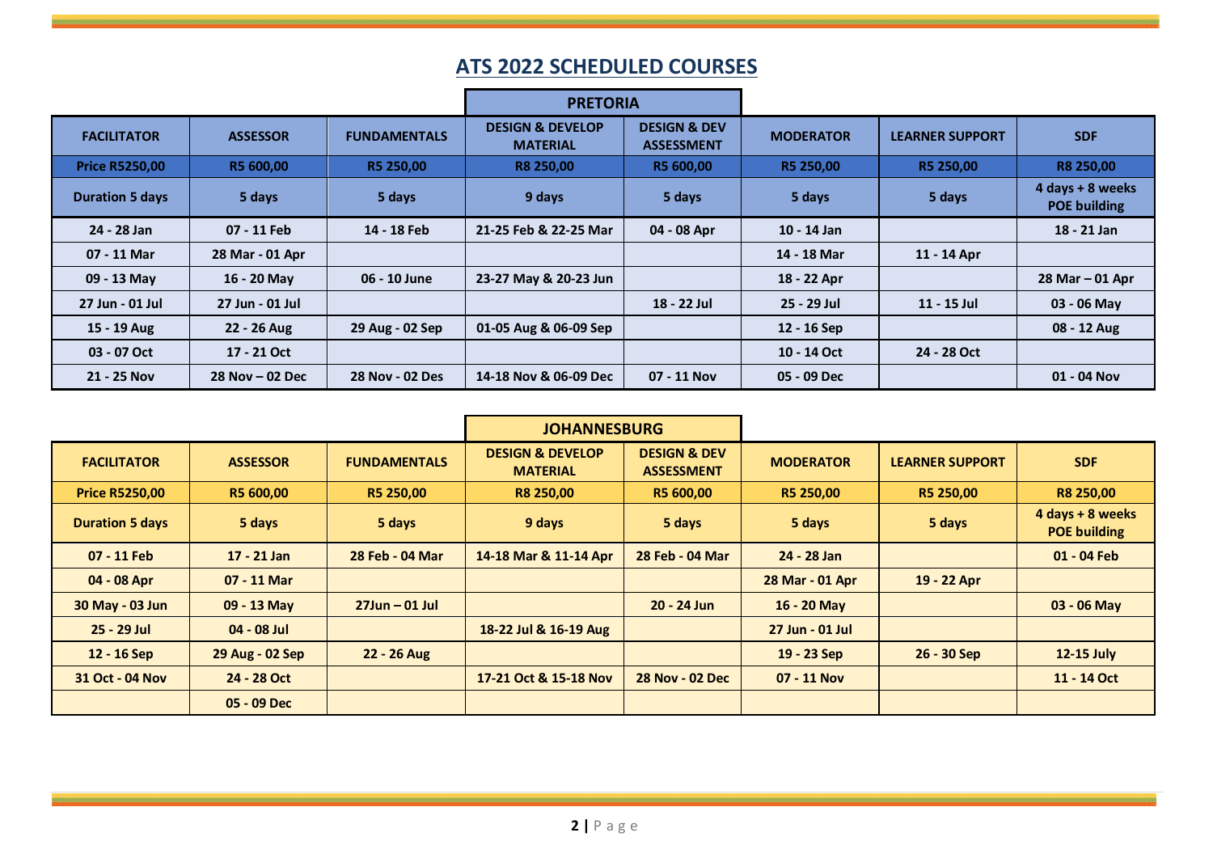# ATS 2022 SCHEDULED COURSES

## PRETORIA

| FACILITATOR | ASSESSOR | FUNDAMENTALS | DESIGN & DEVELOP MATERIAL | DESIGN & DEV ASSESSMENT | MODERATOR | LEARNER SUPPORT | SDF |
|---|---|---|---|---|---|---|---|
| **Price R5250,00** | **R5 600,00** | **R5 250,00** | **R8 250,00** | **R5 600,00** | **R5 250,00** | **R5 250,00** | **R8 250,00** |
| **Duration 5 days** | **5 days** | **5 days** | **9 days** | **5 days** | **5 days** | **5 days** | **4 days + 8 weeks POE building** |
| 24 - 28 Jan | 07 - 11 Feb | 14 - 18 Feb | 21-25 Feb & 22-25 Mar | 04 - 08 Apr | 10 - 14 Jan | | 18 - 21 Jan |
| 07 - 11 Mar | 28 Mar - 01 Apr | | | | 14 - 18 Mar | 11 - 14 Apr | |
| 09 - 13 May | 16 - 20 May | 06 - 10 June | 23-27 May & 20-23 Jun | | 18 - 22 Apr | | 28 Mar – 01 Apr |
| 27 Jun - 01 Jul | 27 Jun - 01 Jul | | | 18 - 22 Jul | 25 - 29 Jul | 11 - 15 Jul | 03 - 06 May |
| 15 - 19 Aug | 22 - 26 Aug | 29 Aug - 02 Sep | 01-05 Aug & 06-09 Sep | | 12 - 16 Sep | | 08 - 12 Aug |
| 03 - 07 Oct | 17 - 21 Oct | | | | 10 - 14 Oct | 24 - 28 Oct | |
| 21 - 25 Nov | 28 Nov – 02 Dec | 28 Nov - 02 Des | 14-18 Nov & 06-09 Dec | 07 - 11 Nov | 05 - 09 Dec | | 01 - 04 Nov |

## JOHANNESBURG

| FACILITATOR | ASSESSOR | FUNDAMENTALS | DESIGN & DEVELOP MATERIAL | DESIGN & DEV ASSESSMENT | MODERATOR | LEARNER SUPPORT | SDF |
|---|---|---|---|---|---|---|---|
| **Price R5250,00** | **R5 600,00** | **R5 250,00** | **R8 250,00** | **R5 600,00** | **R5 250,00** | **R5 250,00** | **R8 250,00** |
| **Duration 5 days** | **5 days** | **5 days** | **9 days** | **5 days** | **5 days** | **5 days** | **4 days + 8 weeks POE building** |
| 07 - 11 Feb | 17 - 21 Jan | 28 Feb - 04 Mar | 14-18 Mar & 11-14 Apr | 28 Feb - 04 Mar | 24 - 28 Jan | | 01 - 04 Feb |
| 04 - 08 Apr | 07 - 11 Mar | | | | 28 Mar - 01 Apr | 19 - 22 Apr | |
| 30 May - 03 Jun | 09 - 13 May | 27Jun – 01 Jul | | 20 - 24 Jun | 16 - 20 May | | 03 - 06 May |
| 25 - 29 Jul | 04 - 08 Jul | | 18-22 Jul & 16-19 Aug | | 27 Jun - 01 Jul | | |
| 12 - 16 Sep | 29 Aug - 02 Sep | 22 - 26 Aug | | | 19 - 23 Sep | 26 - 30 Sep | 12-15 July |
| 31 Oct - 04 Nov | 24 - 28 Oct | | 17-21 Oct & 15-18 Nov | 28 Nov - 02 Dec | 07 - 11 Nov | | 11 - 14 Oct |
| | 05 - 09 Dec | | | | | | |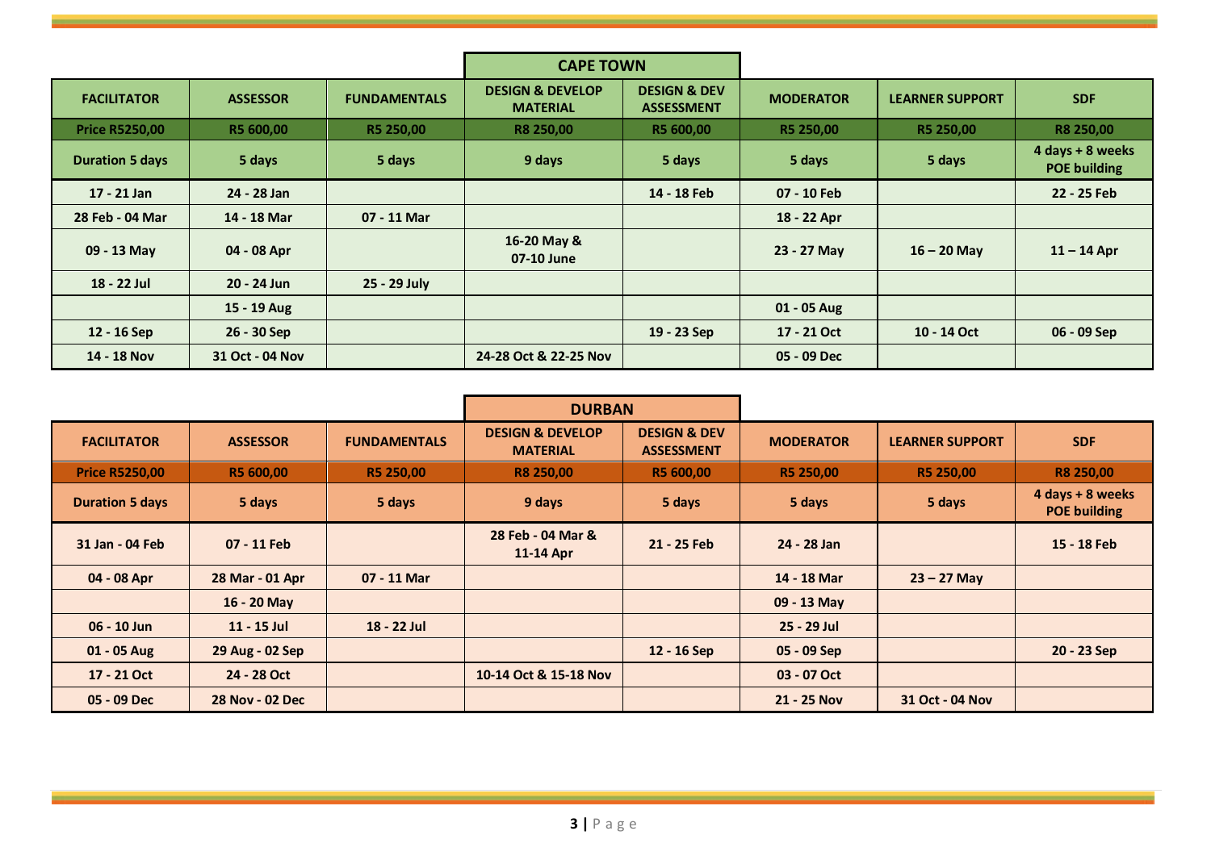## CAPE TOWN

| FACILITATOR | ASSESSOR | FUNDAMENTALS | DESIGN & DEVELOP MATERIAL | DESIGN & DEV ASSESSMENT | MODERATOR | LEARNER SUPPORT | SDF |
|---|---|---|---|---|---|---|---|
| Price R5250,00 | R5 600,00 | R5 250,00 | R8 250,00 | R5 600,00 | R5 250,00 | R5 250,00 | R8 250,00 |
| Duration 5 days | 5 days | 5 days | 9 days | 5 days | 5 days | 5 days | 4 days + 8 weeks POE building |
| 17 - 21 Jan | 24 - 28 Jan | | | 14 - 18 Feb | 07 - 10 Feb | | 22 - 25 Feb |
| 28 Feb - 04 Mar | 14 - 18 Mar | 07 - 11 Mar | | | 18 - 22 Apr | | |
| 09 - 13 May | 04 - 08 Apr | | 16-20 May & 07-10 June | | 23 - 27 May | 16 – 20 May | 11 – 14 Apr |
| 18 - 22 Jul | 20 - 24 Jun | 25 - 29 July | | | | | |
| | 15 - 19 Aug | | | | 01 - 05 Aug | | |
| 12 - 16 Sep | 26 - 30 Sep | | | 19 - 23 Sep | 17 - 21 Oct | 10 - 14 Oct | 06 - 09 Sep |
| 14 - 18 Nov | 31 Oct - 04 Nov | | 24-28 Oct & 22-25 Nov | | 05 - 09 Dec | | |

## DURBAN

| FACILITATOR | ASSESSOR | FUNDAMENTALS | DESIGN & DEVELOP MATERIAL | DESIGN & DEV ASSESSMENT | MODERATOR | LEARNER SUPPORT | SDF |
|---|---|---|---|---|---|---|---|
| Price R5250,00 | R5 600,00 | R5 250,00 | R8 250,00 | R5 600,00 | R5 250,00 | R5 250,00 | R8 250,00 |
| Duration 5 days | 5 days | 5 days | 9 days | 5 days | 5 days | 5 days | 4 days + 8 weeks POE building |
| 31 Jan - 04 Feb | 07 - 11 Feb | | 28 Feb - 04 Mar & 11-14 Apr | 21 - 25 Feb | 24 - 28 Jan | | 15 - 18 Feb |
| 04 - 08 Apr | 28 Mar - 01 Apr | 07 - 11 Mar | | | 14 - 18 Mar | 23 – 27 May | |
| | 16 - 20 May | | | | 09 - 13 May | | |
| 06 - 10 Jun | 11 - 15 Jul | 18 - 22 Jul | | | 25 - 29 Jul | | |
| 01 - 05 Aug | 29 Aug - 02 Sep | | | 12 - 16 Sep | 05 - 09 Sep | | 20 - 23 Sep |
| 17 - 21 Oct | 24 - 28 Oct | | 10-14 Oct & 15-18 Nov | | 03 - 07 Oct | | |
| 05 - 09 Dec | 28 Nov - 02 Dec | | | | 21 - 25 Nov | 31 Oct - 04 Nov | |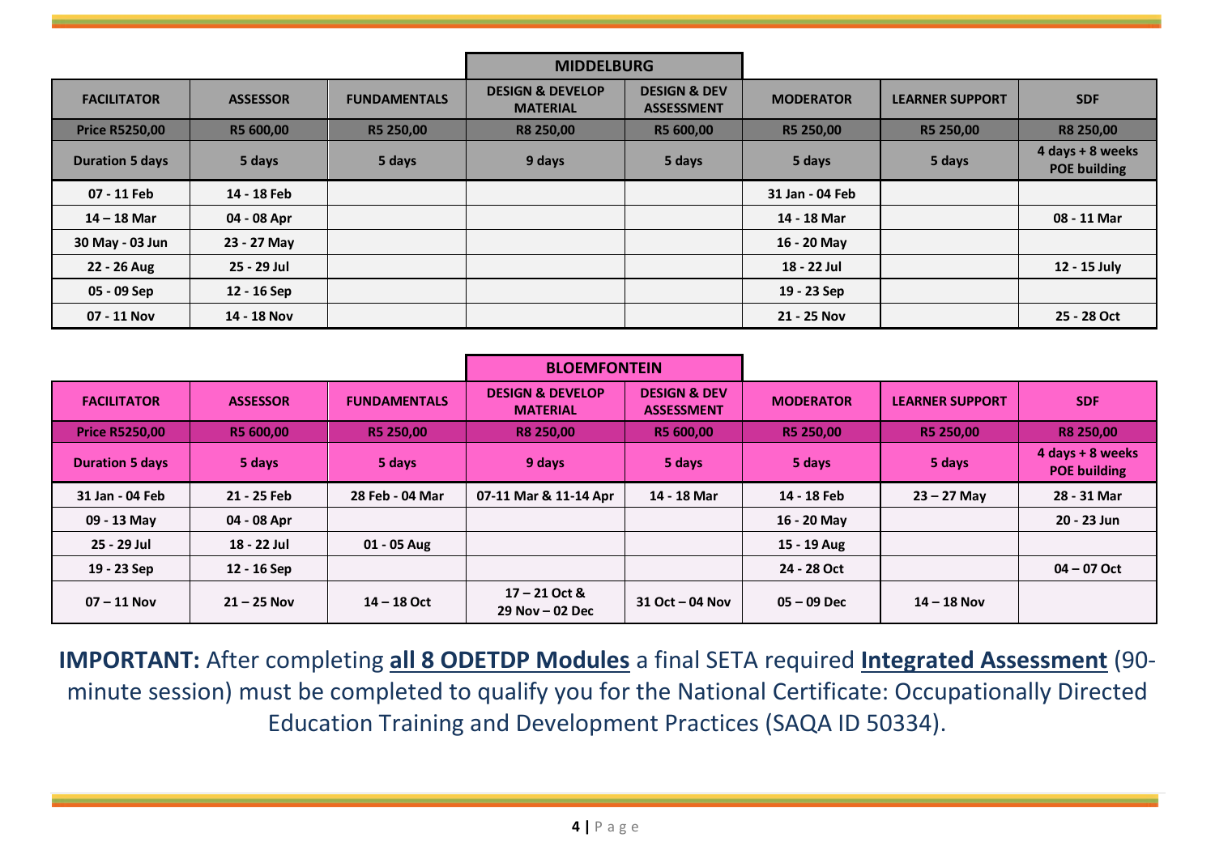| | | | MIDDELBURG | | | | |
|---|---|---|---|---|---|---|---|
| **FACILITATOR** | **ASSESSOR** | **FUNDAMENTALS** | **DESIGN & DEVELOP MATERIAL** | **DESIGN & DEV ASSESSMENT** | **MODERATOR** | **LEARNER SUPPORT** | **SDF** |
| **Price R5250,00** | **R5 600,00** | **R5 250,00** | **R8 250,00** | **R5 600,00** | **R5 250,00** | **R5 250,00** | **R8 250,00** |
| **Duration 5 days** | **5 days** | **5 days** | **9 days** | **5 days** | **5 days** | **5 days** | **4 days + 8 weeks POE building** |
| 07 - 11 Feb | 14 - 18 Feb | | | | 31 Jan - 04 Feb | | |
| 14 – 18 Mar | 04 - 08 Apr | | | | 14 - 18 Mar | | 08 - 11 Mar |
| 30 May - 03 Jun | 23 - 27 May | | | | 16 - 20 May | | |
| 22 - 26 Aug | 25 - 29 Jul | | | | 18 - 22 Jul | | 12 - 15 July |
| 05 - 09 Sep | 12 - 16 Sep | | | | 19 - 23 Sep | | |
| 07 - 11 Nov | 14 - 18 Nov | | | | 21 - 25 Nov | | 25 - 28 Oct |

| | | | BLOEMFONTEIN | | | | |
|---|---|---|---|---|---|---|---|
| **FACILITATOR** | **ASSESSOR** | **FUNDAMENTALS** | **DESIGN & DEVELOP MATERIAL** | **DESIGN & DEV ASSESSMENT** | **MODERATOR** | **LEARNER SUPPORT** | **SDF** |
| **Price R5250,00** | **R5 600,00** | **R5 250,00** | **R8 250,00** | **R5 600,00** | **R5 250,00** | **R5 250,00** | **R8 250,00** |
| **Duration 5 days** | **5 days** | **5 days** | **9 days** | **5 days** | **5 days** | **5 days** | **4 days + 8 weeks POE building** |
| 31 Jan - 04 Feb | 21 - 25 Feb | 28 Feb - 04 Mar | 07-11 Mar & 11-14 Apr | 14 - 18 Mar | 14 - 18 Feb | 23 – 27 May | 28 - 31 Mar |
| 09 - 13 May | 04 - 08 Apr | | | | 16 - 20 May | | 20 - 23 Jun |
| 25 - 29 Jul | 18 - 22 Jul | 01 - 05 Aug | | | 15 - 19 Aug | | |
| 19 - 23 Sep | 12 - 16 Sep | | | | 24 - 28 Oct | | 04 – 07 Oct |
| 07 – 11 Nov | 21 – 25 Nov | 14 – 18 Oct | 17 – 21 Oct & 29 Nov – 02 Dec | 31 Oct – 04 Nov | 05 – 09 Dec | 14 – 18 Nov | |

**IMPORTANT:** After completing **all 8 ODETDP Modules** a final SETA required **Integrated Assessment** (90-minute session) must be completed to qualify you for the National Certificate: Occupationally Directed Education Training and Development Practices (SAQA ID 50334).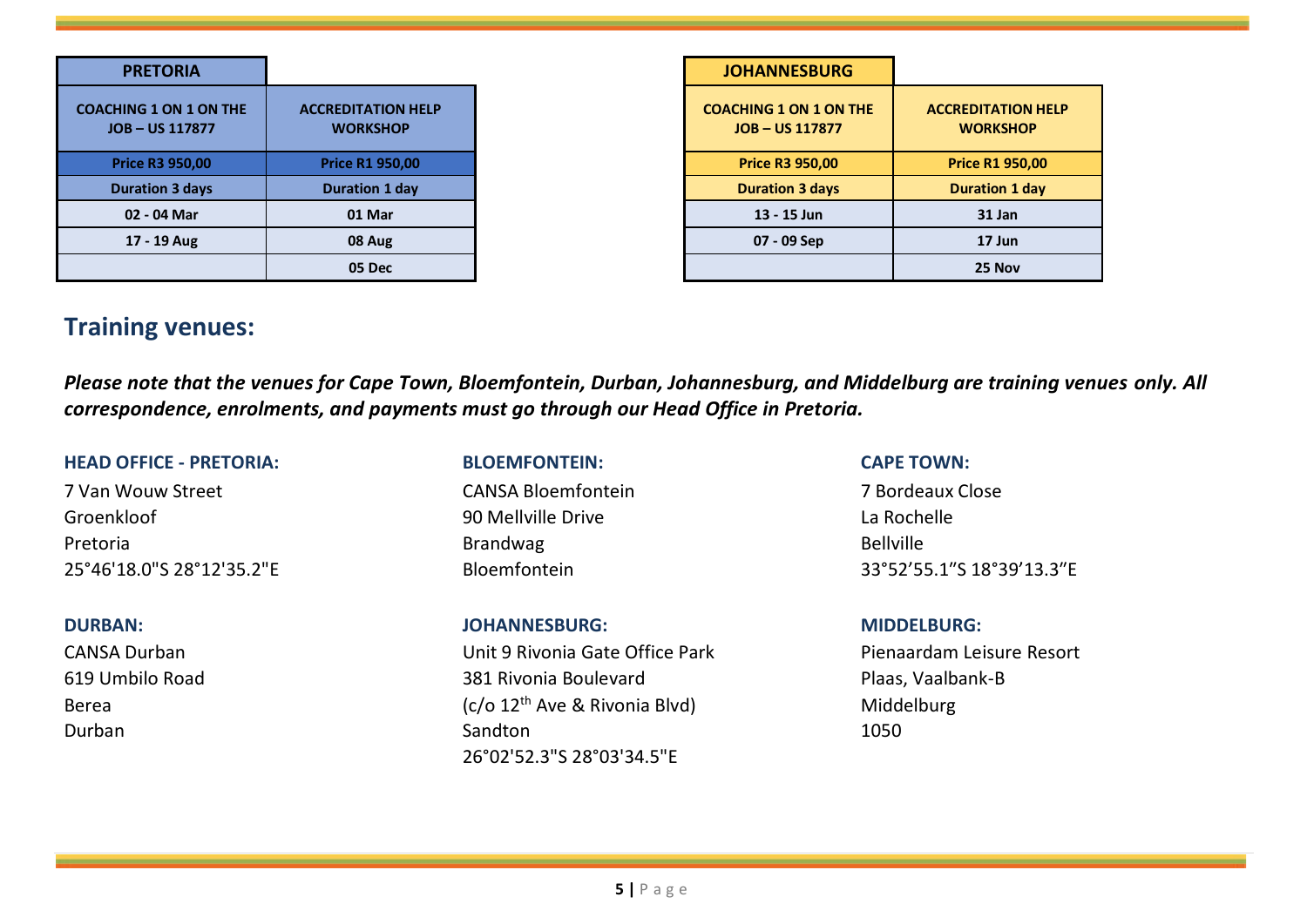| PRETORIA | |
|---|---|
| COACHING 1 ON 1 ON THE JOB – US 117877 | ACCREDITATION HELP WORKSHOP |
| Price R3 950,00 | Price R1 950,00 |
| Duration 3 days | Duration 1 day |
| 02 - 04 Mar | 01 Mar |
| 17 - 19 Aug | 08 Aug |
| | 05 Dec |

| JOHANNESBURG | |
|---|---|
| COACHING 1 ON 1 ON THE JOB – US 117877 | ACCREDITATION HELP WORKSHOP |
| Price R3 950,00 | Price R1 950,00 |
| Duration 3 days | Duration 1 day |
| 13 - 15 Jun | 31 Jan |
| 07 - 09 Sep | 17 Jun |
| | 25 Nov |

## Training venues:

***Please note that the venues for Cape Town, Bloemfontein, Durban, Johannesburg, and Middelburg are training venues only. All correspondence, enrolments, and payments must go through our Head Office in Pretoria.***

**HEAD OFFICE - PRETORIA:**

7 Van Wouw Street
Groenkloof
Pretoria
25°46'18.0"S 28°12'35.2"E

**BLOEMFONTEIN:**

CANSA Bloemfontein
90 Mellville Drive
Brandwag
Bloemfontein

**CAPE TOWN:**

7 Bordeaux Close
La Rochelle
Bellville
33°52’55.1”S 18°39’13.3”E

**DURBAN:**

CANSA Durban
619 Umbilo Road
Berea
Durban

**JOHANNESBURG:**

Unit 9 Rivonia Gate Office Park
381 Rivonia Boulevard
(c/o 12th Ave & Rivonia Blvd)
Sandton
26°02'52.3"S 28°03'34.5"E

**MIDDELBURG:**

Pienaardam Leisure Resort
Plaas, Vaalbank-B
Middelburg
1050